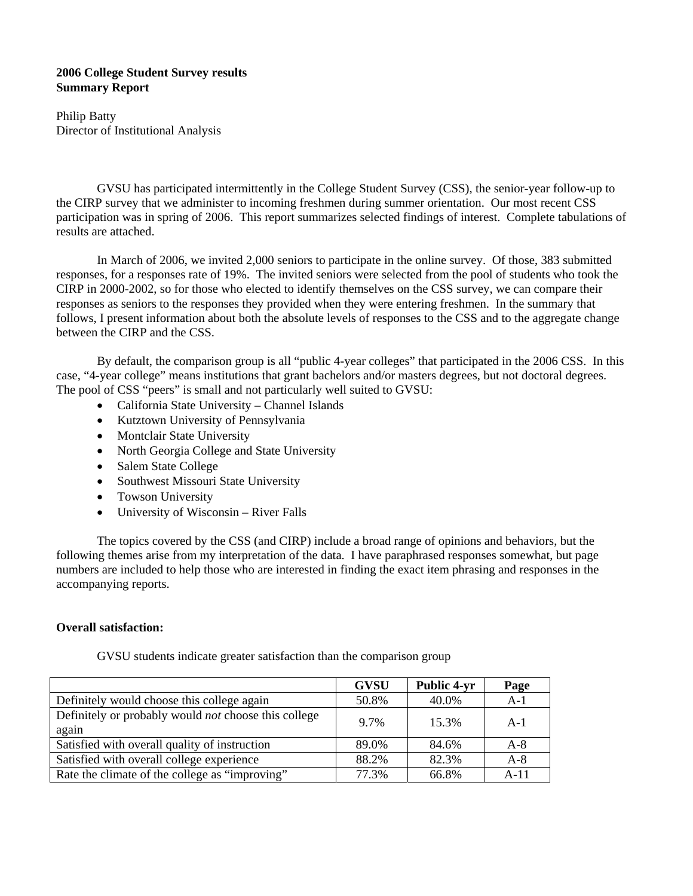**2006 College Student Survey results**
**Summary Report**

Philip Batty
Director of Institutional Analysis

GVSU has participated intermittently in the College Student Survey (CSS), the senior-year follow-up to the CIRP survey that we administer to incoming freshmen during summer orientation. Our most recent CSS participation was in spring of 2006. This report summarizes selected findings of interest. Complete tabulations of results are attached.

In March of 2006, we invited 2,000 seniors to participate in the online survey. Of those, 383 submitted responses, for a responses rate of 19%. The invited seniors were selected from the pool of students who took the CIRP in 2000-2002, so for those who elected to identify themselves on the CSS survey, we can compare their responses as seniors to the responses they provided when they were entering freshmen. In the summary that follows, I present information about both the absolute levels of responses to the CSS and to the aggregate change between the CIRP and the CSS.

By default, the comparison group is all "public 4-year colleges" that participated in the 2006 CSS. In this case, "4-year college" means institutions that grant bachelors and/or masters degrees, but not doctoral degrees. The pool of CSS "peers" is small and not particularly well suited to GVSU:

- California State University – Channel Islands
- Kutztown University of Pennsylvania
- Montclair State University
- North Georgia College and State University
- Salem State College
- Southwest Missouri State University
- Towson University
- University of Wisconsin – River Falls

The topics covered by the CSS (and CIRP) include a broad range of opinions and behaviors, but the following themes arise from my interpretation of the data. I have paraphrased responses somewhat, but page numbers are included to help those who are interested in finding the exact item phrasing and responses in the accompanying reports.

**Overall satisfaction:**

GVSU students indicate greater satisfaction than the comparison group

| | GVSU | Public 4-yr | Page |
|---|---|---|---|
| Definitely would choose this college again | 50.8% | 40.0% | A-1 |
| Definitely or probably would *not* choose this college again | 9.7% | 15.3% | A-1 |
| Satisfied with overall quality of instruction | 89.0% | 84.6% | A-8 |
| Satisfied with overall college experience | 88.2% | 82.3% | A-8 |
| Rate the climate of the college as "improving" | 77.3% | 66.8% | A-11 |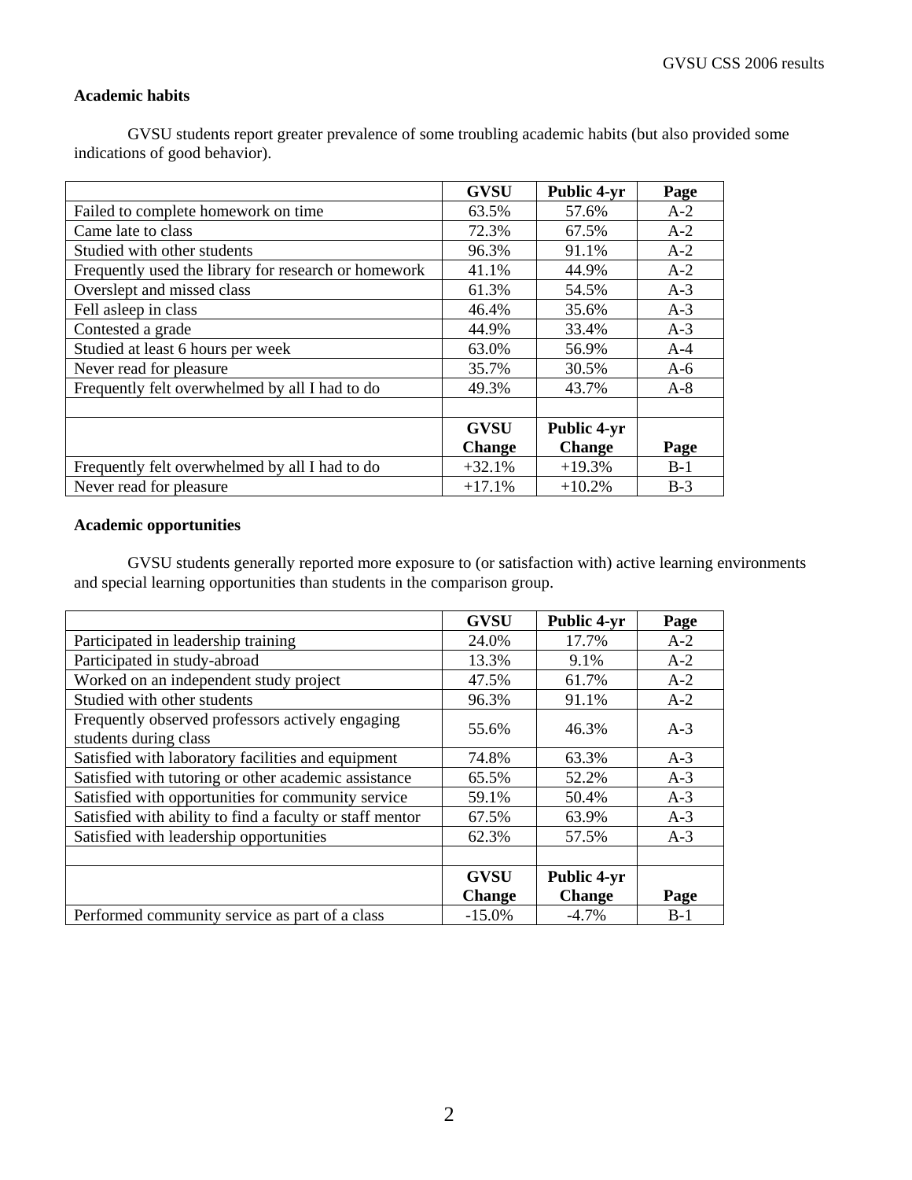**Academic habits**

GVSU students report greater prevalence of some troubling academic habits (but also provided some indications of good behavior).

| | GVSU | Public 4-yr | Page |
|---|---|---|---|
| Failed to complete homework on time | 63.5% | 57.6% | A-2 |
| Came late to class | 72.3% | 67.5% | A-2 |
| Studied with other students | 96.3% | 91.1% | A-2 |
| Frequently used the library for research or homework | 41.1% | 44.9% | A-2 |
| Overslept and missed class | 61.3% | 54.5% | A-3 |
| Fell asleep in class | 46.4% | 35.6% | A-3 |
| Contested a grade | 44.9% | 33.4% | A-3 |
| Studied at least 6 hours per week | 63.0% | 56.9% | A-4 |
| Never read for pleasure | 35.7% | 30.5% | A-6 |
| Frequently felt overwhelmed by all I had to do | 49.3% | 43.7% | A-8 |
| | | | |
| | **GVSU Change** | **Public 4-yr Change** | **Page** |
| Frequently felt overwhelmed by all I had to do | +32.1% | +19.3% | B-1 |
| Never read for pleasure | +17.1% | +10.2% | B-3 |

**Academic opportunities**

GVSU students generally reported more exposure to (or satisfaction with) active learning environments and special learning opportunities than students in the comparison group.

| | GVSU | Public 4-yr | Page |
|---|---|---|---|
| Participated in leadership training | 24.0% | 17.7% | A-2 |
| Participated in study-abroad | 13.3% | 9.1% | A-2 |
| Worked on an independent study project | 47.5% | 61.7% | A-2 |
| Studied with other students | 96.3% | 91.1% | A-2 |
| Frequently observed professors actively engaging students during class | 55.6% | 46.3% | A-3 |
| Satisfied with laboratory facilities and equipment | 74.8% | 63.3% | A-3 |
| Satisfied with tutoring or other academic assistance | 65.5% | 52.2% | A-3 |
| Satisfied with opportunities for community service | 59.1% | 50.4% | A-3 |
| Satisfied with ability to find a faculty or staff mentor | 67.5% | 63.9% | A-3 |
| Satisfied with leadership opportunities | 62.3% | 57.5% | A-3 |
| | | | |
| | **GVSU Change** | **Public 4-yr Change** | **Page** |
| Performed community service as part of a class | -15.0% | -4.7% | B-1 |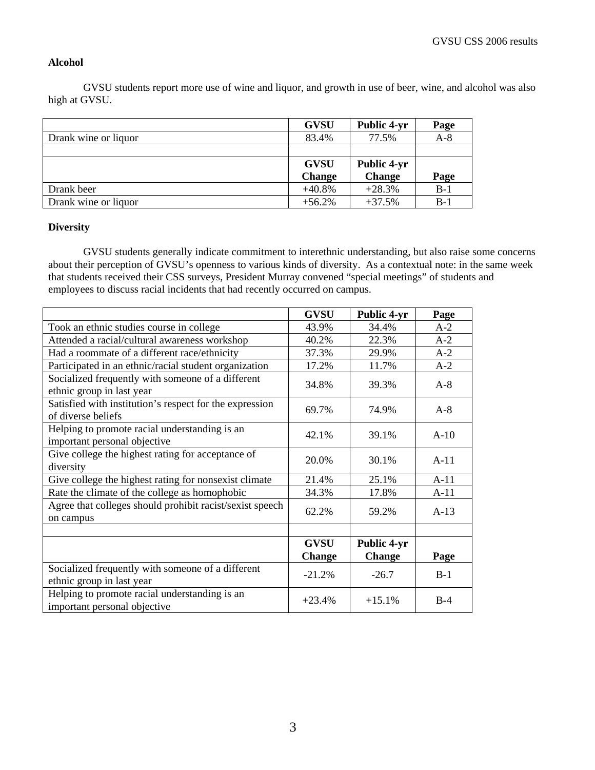**Alcohol**

GVSU students report more use of wine and liquor, and growth in use of beer, wine, and alcohol was also high at GVSU.

| | GVSU | Public 4-yr | Page |
|---|---|---|---|
| Drank wine or liquor | 83.4% | 77.5% | A-8 |
| | | | |
| | **GVSU Change** | **Public 4-yr Change** | **Page** |
| Drank beer | +40.8% | +28.3% | B-1 |
| Drank wine or liquor | +56.2% | +37.5% | B-1 |

**Diversity**

GVSU students generally indicate commitment to interethnic understanding, but also raise some concerns about their perception of GVSU's openness to various kinds of diversity. As a contextual note: in the same week that students received their CSS surveys, President Murray convened "special meetings" of students and employees to discuss racial incidents that had recently occurred on campus.

| | GVSU | Public 4-yr | Page |
|---|---|---|---|
| Took an ethnic studies course in college | 43.9% | 34.4% | A-2 |
| Attended a racial/cultural awareness workshop | 40.2% | 22.3% | A-2 |
| Had a roommate of a different race/ethnicity | 37.3% | 29.9% | A-2 |
| Participated in an ethnic/racial student organization | 17.2% | 11.7% | A-2 |
| Socialized frequently with someone of a different ethnic group in last year | 34.8% | 39.3% | A-8 |
| Satisfied with institution's respect for the expression of diverse beliefs | 69.7% | 74.9% | A-8 |
| Helping to promote racial understanding is an important personal objective | 42.1% | 39.1% | A-10 |
| Give college the highest rating for acceptance of diversity | 20.0% | 30.1% | A-11 |
| Give college the highest rating for nonsexist climate | 21.4% | 25.1% | A-11 |
| Rate the climate of the college as homophobic | 34.3% | 17.8% | A-11 |
| Agree that colleges should prohibit racist/sexist speech on campus | 62.2% | 59.2% | A-13 |
| | | | |
| | **GVSU Change** | **Public 4-yr Change** | **Page** |
| Socialized frequently with someone of a different ethnic group in last year | -21.2% | -26.7 | B-1 |
| Helping to promote racial understanding is an important personal objective | +23.4% | +15.1% | B-4 |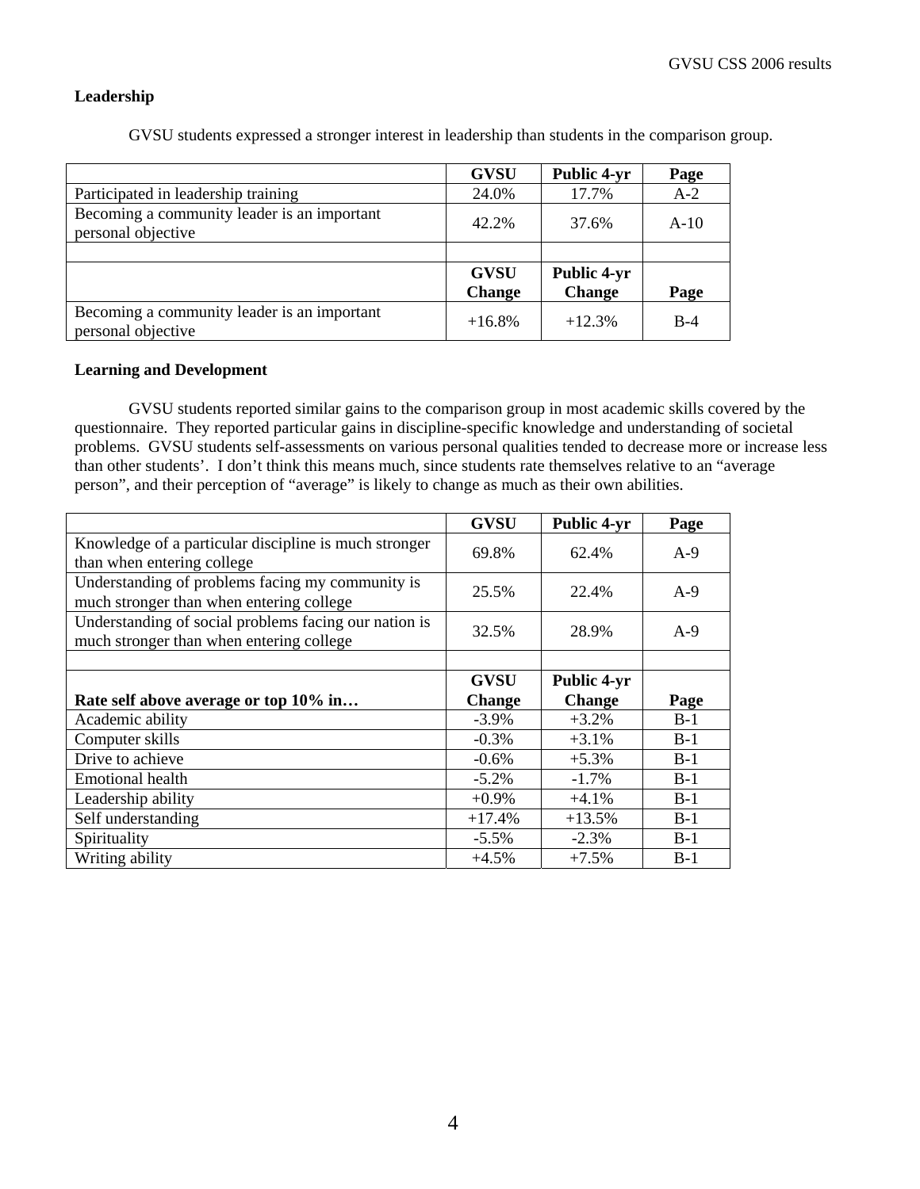**Leadership**

GVSU students expressed a stronger interest in leadership than students in the comparison group.

| | GVSU | Public 4-yr | Page |
|---|---|---|---|
| Participated in leadership training | 24.0% | 17.7% | A-2 |
| Becoming a community leader is an important personal objective | 42.2% | 37.6% | A-10 |
| | | | |
| | **GVSU Change** | **Public 4-yr Change** | **Page** |
| Becoming a community leader is an important personal objective | +16.8% | +12.3% | B-4 |

**Learning and Development**

GVSU students reported similar gains to the comparison group in most academic skills covered by the questionnaire. They reported particular gains in discipline-specific knowledge and understanding of societal problems. GVSU students self-assessments on various personal qualities tended to decrease more or increase less than other students'. I don't think this means much, since students rate themselves relative to an "average person", and their perception of "average" is likely to change as much as their own abilities.

| | GVSU | Public 4-yr | Page |
|---|---|---|---|
| Knowledge of a particular discipline is much stronger than when entering college | 69.8% | 62.4% | A-9 |
| Understanding of problems facing my community is much stronger than when entering college | 25.5% | 22.4% | A-9 |
| Understanding of social problems facing our nation is much stronger than when entering college | 32.5% | 28.9% | A-9 |
| | | | |
| **Rate self above average or top 10% in…** | **GVSU Change** | **Public 4-yr Change** | **Page** |
| Academic ability | -3.9% | +3.2% | B-1 |
| Computer skills | -0.3% | +3.1% | B-1 |
| Drive to achieve | -0.6% | +5.3% | B-1 |
| Emotional health | -5.2% | -1.7% | B-1 |
| Leadership ability | +0.9% | +4.1% | B-1 |
| Self understanding | +17.4% | +13.5% | B-1 |
| Spirituality | -5.5% | -2.3% | B-1 |
| Writing ability | +4.5% | +7.5% | B-1 |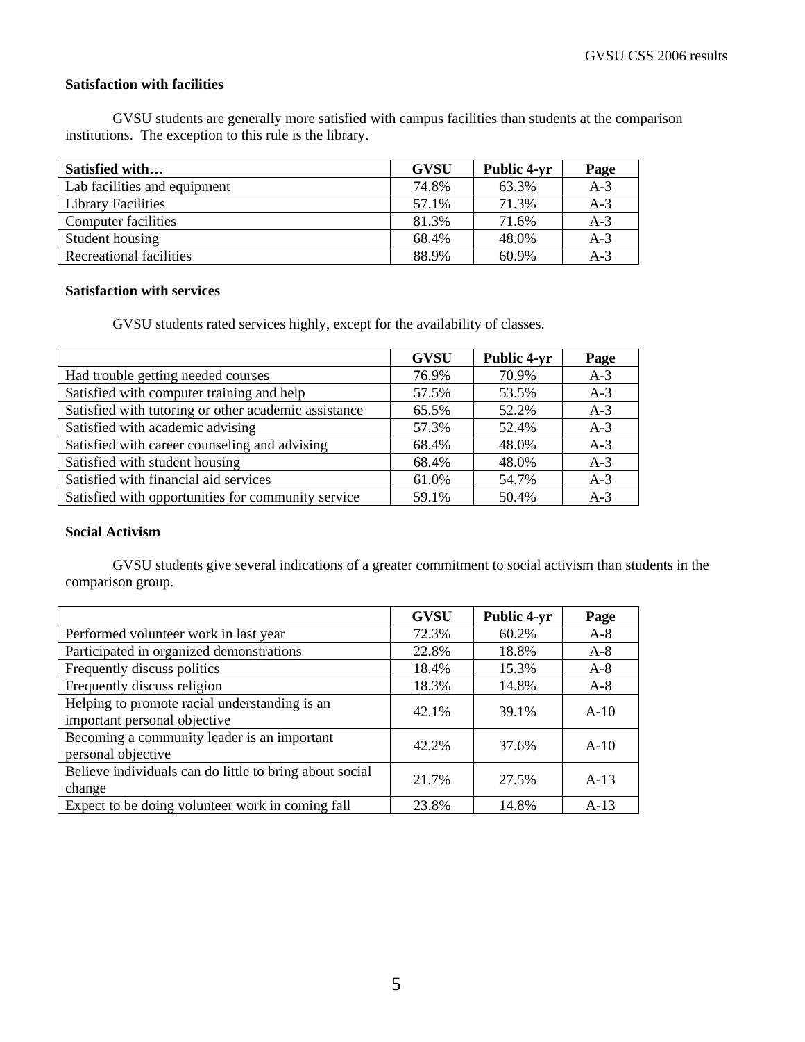### Satisfaction with facilities

GVSU students are generally more satisfied with campus facilities than students at the comparison institutions. The exception to this rule is the library.

| Satisfied with… | GVSU | Public 4-yr | Page |
|---|---|---|---|
| Lab facilities and equipment | 74.8% | 63.3% | A-3 |
| Library Facilities | 57.1% | 71.3% | A-3 |
| Computer facilities | 81.3% | 71.6% | A-3 |
| Student housing | 68.4% | 48.0% | A-3 |
| Recreational facilities | 88.9% | 60.9% | A-3 |

### Satisfaction with services

GVSU students rated services highly, except for the availability of classes.

| | GVSU | Public 4-yr | Page |
|---|---|---|---|
| Had trouble getting needed courses | 76.9% | 70.9% | A-3 |
| Satisfied with computer training and help | 57.5% | 53.5% | A-3 |
| Satisfied with tutoring or other academic assistance | 65.5% | 52.2% | A-3 |
| Satisfied with academic advising | 57.3% | 52.4% | A-3 |
| Satisfied with career counseling and advising | 68.4% | 48.0% | A-3 |
| Satisfied with student housing | 68.4% | 48.0% | A-3 |
| Satisfied with financial aid services | 61.0% | 54.7% | A-3 |
| Satisfied with opportunities for community service | 59.1% | 50.4% | A-3 |

### Social Activism

GVSU students give several indications of a greater commitment to social activism than students in the comparison group.

| | GVSU | Public 4-yr | Page |
|---|---|---|---|
| Performed volunteer work in last year | 72.3% | 60.2% | A-8 |
| Participated in organized demonstrations | 22.8% | 18.8% | A-8 |
| Frequently discuss politics | 18.4% | 15.3% | A-8 |
| Frequently discuss religion | 18.3% | 14.8% | A-8 |
| Helping to promote racial understanding is an important personal objective | 42.1% | 39.1% | A-10 |
| Becoming a community leader is an important personal objective | 42.2% | 37.6% | A-10 |
| Believe individuals can do little to bring about social change | 21.7% | 27.5% | A-13 |
| Expect to be doing volunteer work in coming fall | 23.8% | 14.8% | A-13 |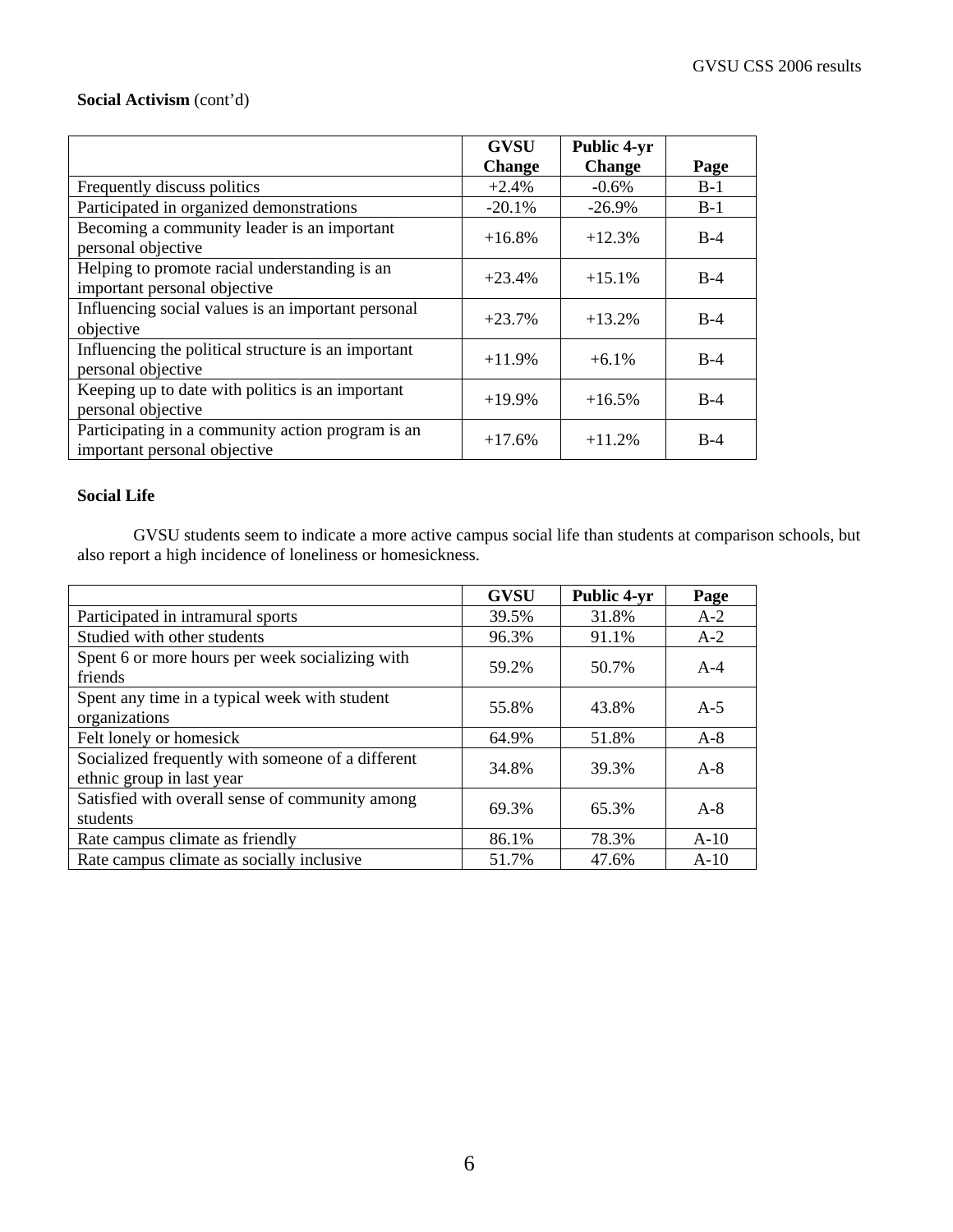**Social Activism** (cont'd)

| | GVSU Change | Public 4-yr Change | Page |
|---|---|---|---|
| Frequently discuss politics | +2.4% | -0.6% | B-1 |
| Participated in organized demonstrations | -20.1% | -26.9% | B-1 |
| Becoming a community leader is an important personal objective | +16.8% | +12.3% | B-4 |
| Helping to promote racial understanding is an important personal objective | +23.4% | +15.1% | B-4 |
| Influencing social values is an important personal objective | +23.7% | +13.2% | B-4 |
| Influencing the political structure is an important personal objective | +11.9% | +6.1% | B-4 |
| Keeping up to date with politics is an important personal objective | +19.9% | +16.5% | B-4 |
| Participating in a community action program is an important personal objective | +17.6% | +11.2% | B-4 |

**Social Life**

GVSU students seem to indicate a more active campus social life than students at comparison schools, but also report a high incidence of loneliness or homesickness.

| | GVSU | Public 4-yr | Page |
|---|---|---|---|
| Participated in intramural sports | 39.5% | 31.8% | A-2 |
| Studied with other students | 96.3% | 91.1% | A-2 |
| Spent 6 or more hours per week socializing with friends | 59.2% | 50.7% | A-4 |
| Spent any time in a typical week with student organizations | 55.8% | 43.8% | A-5 |
| Felt lonely or homesick | 64.9% | 51.8% | A-8 |
| Socialized frequently with someone of a different ethnic group in last year | 34.8% | 39.3% | A-8 |
| Satisfied with overall sense of community among students | 69.3% | 65.3% | A-8 |
| Rate campus climate as friendly | 86.1% | 78.3% | A-10 |
| Rate campus climate as socially inclusive | 51.7% | 47.6% | A-10 |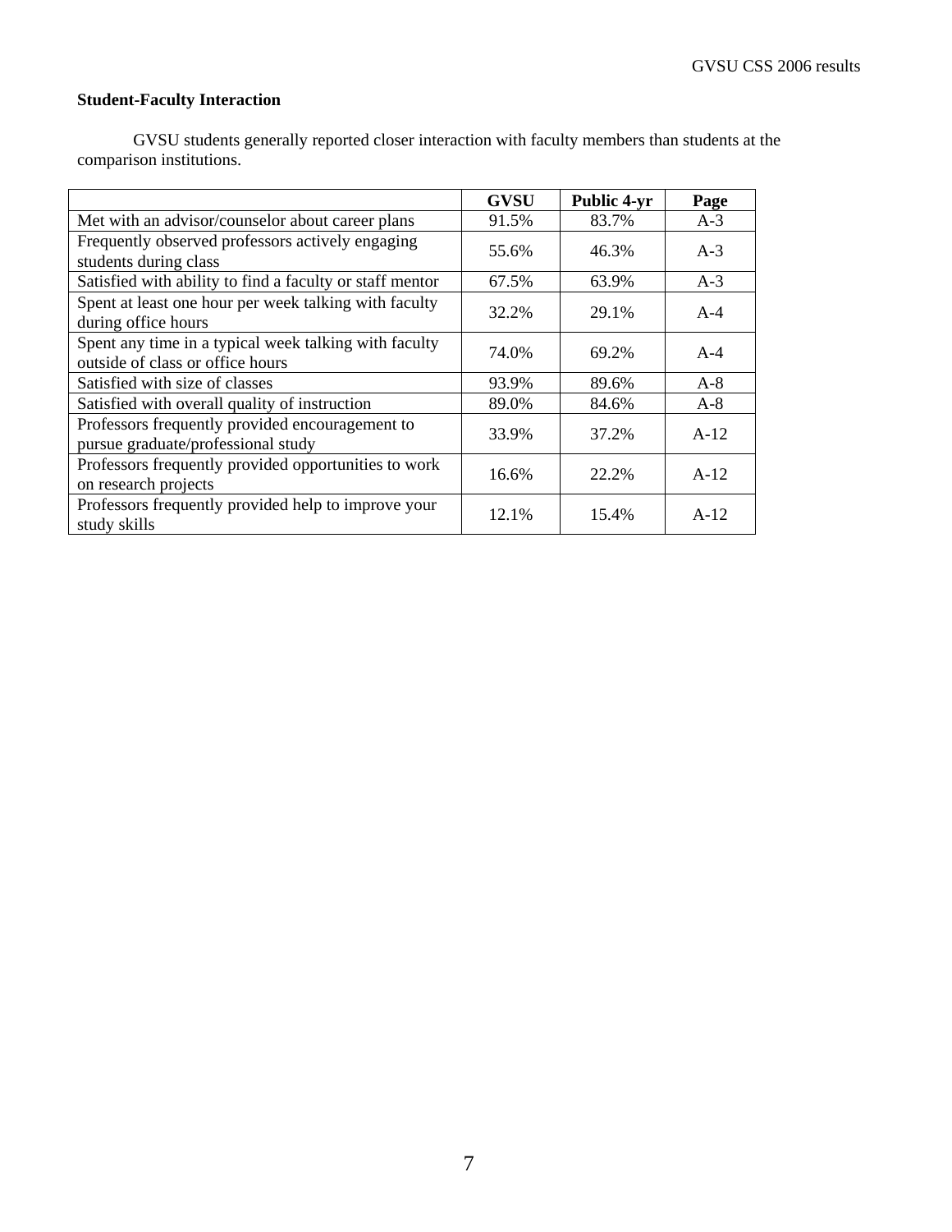**Student-Faculty Interaction**

GVSU students generally reported closer interaction with faculty members than students at the comparison institutions.

| | GVSU | Public 4-yr | Page |
|---|---|---|---|
| Met with an advisor/counselor about career plans | 91.5% | 83.7% | A-3 |
| Frequently observed professors actively engaging students during class | 55.6% | 46.3% | A-3 |
| Satisfied with ability to find a faculty or staff mentor | 67.5% | 63.9% | A-3 |
| Spent at least one hour per week talking with faculty during office hours | 32.2% | 29.1% | A-4 |
| Spent any time in a typical week talking with faculty outside of class or office hours | 74.0% | 69.2% | A-4 |
| Satisfied with size of classes | 93.9% | 89.6% | A-8 |
| Satisfied with overall quality of instruction | 89.0% | 84.6% | A-8 |
| Professors frequently provided encouragement to pursue graduate/professional study | 33.9% | 37.2% | A-12 |
| Professors frequently provided opportunities to work on research projects | 16.6% | 22.2% | A-12 |
| Professors frequently provided help to improve your study skills | 12.1% | 15.4% | A-12 |